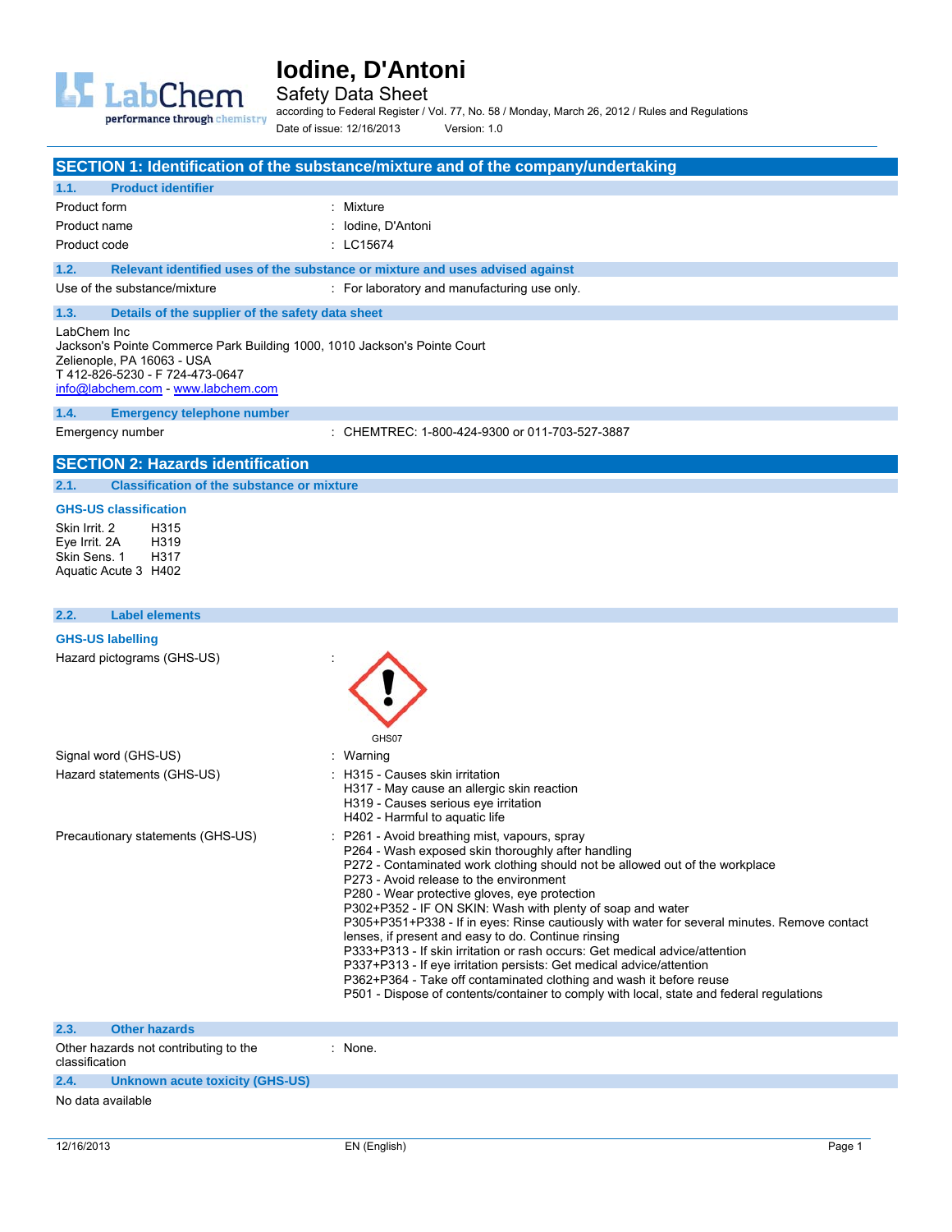# Iodine, D'Antoni

Safety Data Sheet

according to Federal Register / Vol. 77, No. 58 / Monday, March 26, 2012 / Rules and Regulations

Date of issue: 12/16/2013 Version: 1.0

## SECTION 1: Identification of the substance/mixture and of the company/undertaking

### 1.1. Product identifier

Product form : Mixture

Product name : Iodine, D'Antoni

Product code : LC15674

### 1.2. Relevant identified uses of the substance or mixture and uses advised against

Use of the substance/mixture : For laboratory and manufacturing use only.

### 1.3. Details of the supplier of the safety data sheet

LabChem Inc
Jackson's Pointe Commerce Park Building 1000, 1010 Jackson's Pointe Court
Zelienople, PA 16063 - USA
T 412-826-5230 - F 724-473-0647
info@labchem.com - www.labchem.com

### 1.4. Emergency telephone number

Emergency number : CHEMTREC: 1-800-424-9300 or 011-703-527-3887

## SECTION 2: Hazards identification

### 2.1. Classification of the substance or mixture

**GHS-US classification**

Skin Irrit. 2 H315
Eye Irrit. 2A H319
Skin Sens. 1 H317
Aquatic Acute 3 H402

### 2.2. Label elements

**GHS-US labelling**

Hazard pictograms (GHS-US) :

GHS07

Signal word (GHS-US) : Warning

Hazard statements (GHS-US) :
H315 - Causes skin irritation
H317 - May cause an allergic skin reaction
H319 - Causes serious eye irritation
H402 - Harmful to aquatic life

Precautionary statements (GHS-US) :
P261 - Avoid breathing mist, vapours, spray
P264 - Wash exposed skin thoroughly after handling
P272 - Contaminated work clothing should not be allowed out of the workplace
P273 - Avoid release to the environment
P280 - Wear protective gloves, eye protection
P302+P352 - IF ON SKIN: Wash with plenty of soap and water
P305+P351+P338 - If in eyes: Rinse cautiously with water for several minutes. Remove contact lenses, if present and easy to do. Continue rinsing
P333+P313 - If skin irritation or rash occurs: Get medical advice/attention
P337+P313 - If eye irritation persists: Get medical advice/attention
P362+P364 - Take off contaminated clothing and wash it before reuse
P501 - Dispose of contents/container to comply with local, state and federal regulations

### 2.3. Other hazards

Other hazards not contributing to the classification : None.

### 2.4. Unknown acute toxicity (GHS-US)

No data available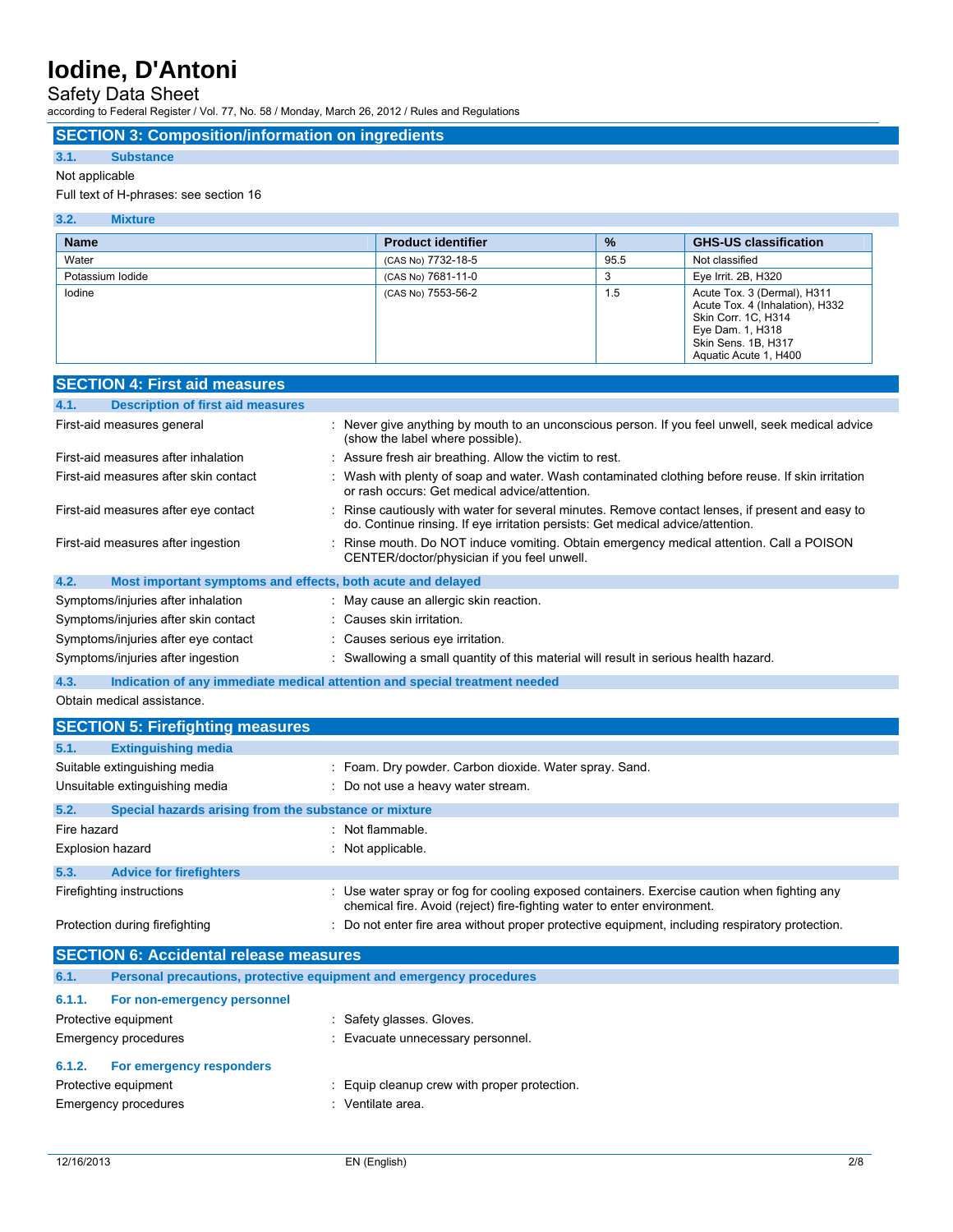## SECTION 3: Composition/information on ingredients

### 3.1. Substance

Not applicable

Full text of H-phrases: see section 16

### 3.2. Mixture

| Name | Product identifier | % | GHS-US classification |
|---|---|---|---|
| Water | (CAS No) 7732-18-5 | 95.5 | Not classified |
| Potassium Iodide | (CAS No) 7681-11-0 | 3 | Eye Irrit. 2B, H320 |
| Iodine | (CAS No) 7553-56-2 | 1.5 | Acute Tox. 3 (Dermal), H311<br>Acute Tox. 4 (Inhalation), H332<br>Skin Corr. 1C, H314<br>Eye Dam. 1, H318<br>Skin Sens. 1B, H317<br>Aquatic Acute 1, H400 |

## SECTION 4: First aid measures

### 4.1. Description of first aid measures

First-aid measures general : Never give anything by mouth to an unconscious person. If you feel unwell, seek medical advice (show the label where possible).

First-aid measures after inhalation : Assure fresh air breathing. Allow the victim to rest.

First-aid measures after skin contact : Wash with plenty of soap and water. Wash contaminated clothing before reuse. If skin irritation or rash occurs: Get medical advice/attention.

First-aid measures after eye contact : Rinse cautiously with water for several minutes. Remove contact lenses, if present and easy to do. Continue rinsing. If eye irritation persists: Get medical advice/attention.

First-aid measures after ingestion : Rinse mouth. Do NOT induce vomiting. Obtain emergency medical attention. Call a POISON CENTER/doctor/physician if you feel unwell.

### 4.2. Most important symptoms and effects, both acute and delayed

Symptoms/injuries after inhalation : May cause an allergic skin reaction.

Symptoms/injuries after skin contact : Causes skin irritation.

Symptoms/injuries after eye contact : Causes serious eye irritation.

Symptoms/injuries after ingestion : Swallowing a small quantity of this material will result in serious health hazard.

### 4.3. Indication of any immediate medical attention and special treatment needed

Obtain medical assistance.

## SECTION 5: Firefighting measures

### 5.1. Extinguishing media

Suitable extinguishing media : Foam. Dry powder. Carbon dioxide. Water spray. Sand.

Unsuitable extinguishing media : Do not use a heavy water stream.

### 5.2. Special hazards arising from the substance or mixture

Fire hazard : Not flammable.

Explosion hazard : Not applicable.

### 5.3. Advice for firefighters

Firefighting instructions : Use water spray or fog for cooling exposed containers. Exercise caution when fighting any chemical fire. Avoid (reject) fire-fighting water to enter environment.

Protection during firefighting : Do not enter fire area without proper protective equipment, including respiratory protection.

## SECTION 6: Accidental release measures

### 6.1. Personal precautions, protective equipment and emergency procedures

#### 6.1.1. For non-emergency personnel

Protective equipment : Safety glasses. Gloves.

Emergency procedures : Evacuate unnecessary personnel.

#### 6.1.2. For emergency responders

Protective equipment : Equip cleanup crew with proper protection.

Emergency procedures : Ventilate area.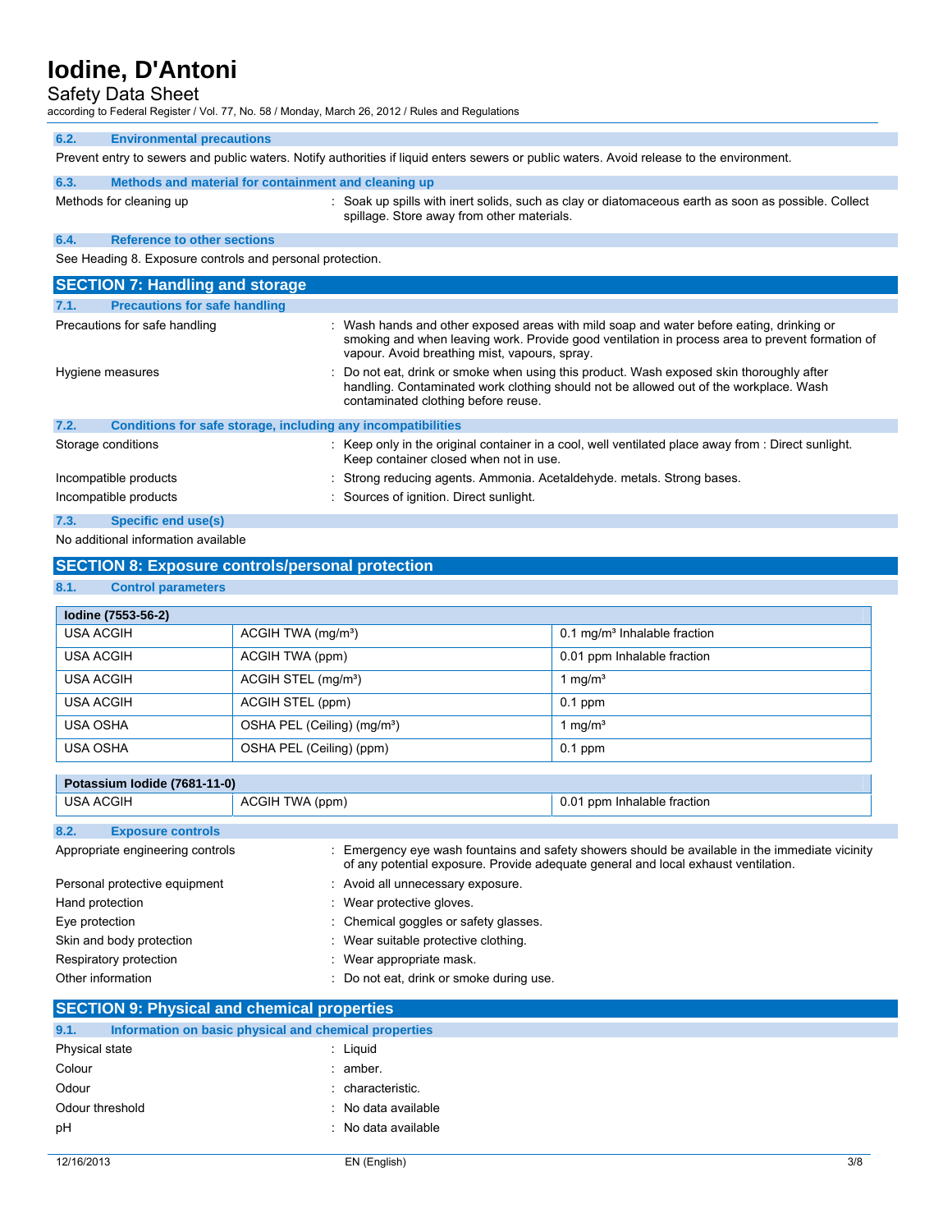### 6.2. Environmental precautions

Prevent entry to sewers and public waters. Notify authorities if liquid enters sewers or public waters. Avoid release to the environment.

### 6.3. Methods and material for containment and cleaning up

Methods for cleaning up : Soak up spills with inert solids, such as clay or diatomaceous earth as soon as possible. Collect spillage. Store away from other materials.

### 6.4. Reference to other sections

See Heading 8. Exposure controls and personal protection.

## SECTION 7: Handling and storage

### 7.1. Precautions for safe handling

Precautions for safe handling : Wash hands and other exposed areas with mild soap and water before eating, drinking or smoking and when leaving work. Provide good ventilation in process area to prevent formation of vapour. Avoid breathing mist, vapours, spray.

Hygiene measures : Do not eat, drink or smoke when using this product. Wash exposed skin thoroughly after handling. Contaminated work clothing should not be allowed out of the workplace. Wash contaminated clothing before reuse.

### 7.2. Conditions for safe storage, including any incompatibilities

Storage conditions : Keep only in the original container in a cool, well ventilated place away from : Direct sunlight. Keep container closed when not in use.

Incompatible products : Strong reducing agents. Ammonia. Acetaldehyde. metals. Strong bases.

Incompatible products : Sources of ignition. Direct sunlight.

### 7.3. Specific end use(s)

No additional information available

## SECTION 8: Exposure controls/personal protection

### 8.1. Control parameters

| Iodine (7553-56-2) | | |
|---|---|---|
| USA ACGIH | ACGIH TWA (mg/m³) | 0.1 mg/m³ Inhalable fraction |
| USA ACGIH | ACGIH TWA (ppm) | 0.01 ppm Inhalable fraction |
| USA ACGIH | ACGIH STEL (mg/m³) | 1 mg/m³ |
| USA ACGIH | ACGIH STEL (ppm) | 0.1 ppm |
| USA OSHA | OSHA PEL (Ceiling) (mg/m³) | 1 mg/m³ |
| USA OSHA | OSHA PEL (Ceiling) (ppm) | 0.1 ppm |

| Potassium Iodide (7681-11-0) | | |
|---|---|---|
| USA ACGIH | ACGIH TWA (ppm) | 0.01 ppm Inhalable fraction |

### 8.2. Exposure controls

Appropriate engineering controls : Emergency eye wash fountains and safety showers should be available in the immediate vicinity of any potential exposure. Provide adequate general and local exhaust ventilation.

Personal protective equipment : Avoid all unnecessary exposure.

Hand protection : Wear protective gloves.

Eye protection : Chemical goggles or safety glasses.

Skin and body protection : Wear suitable protective clothing.

Respiratory protection : Wear appropriate mask.

Other information : Do not eat, drink or smoke during use.

## SECTION 9: Physical and chemical properties

### 9.1. Information on basic physical and chemical properties

Physical state : Liquid

Colour : amber.

Odour : characteristic.

Odour threshold : No data available

pH : No data available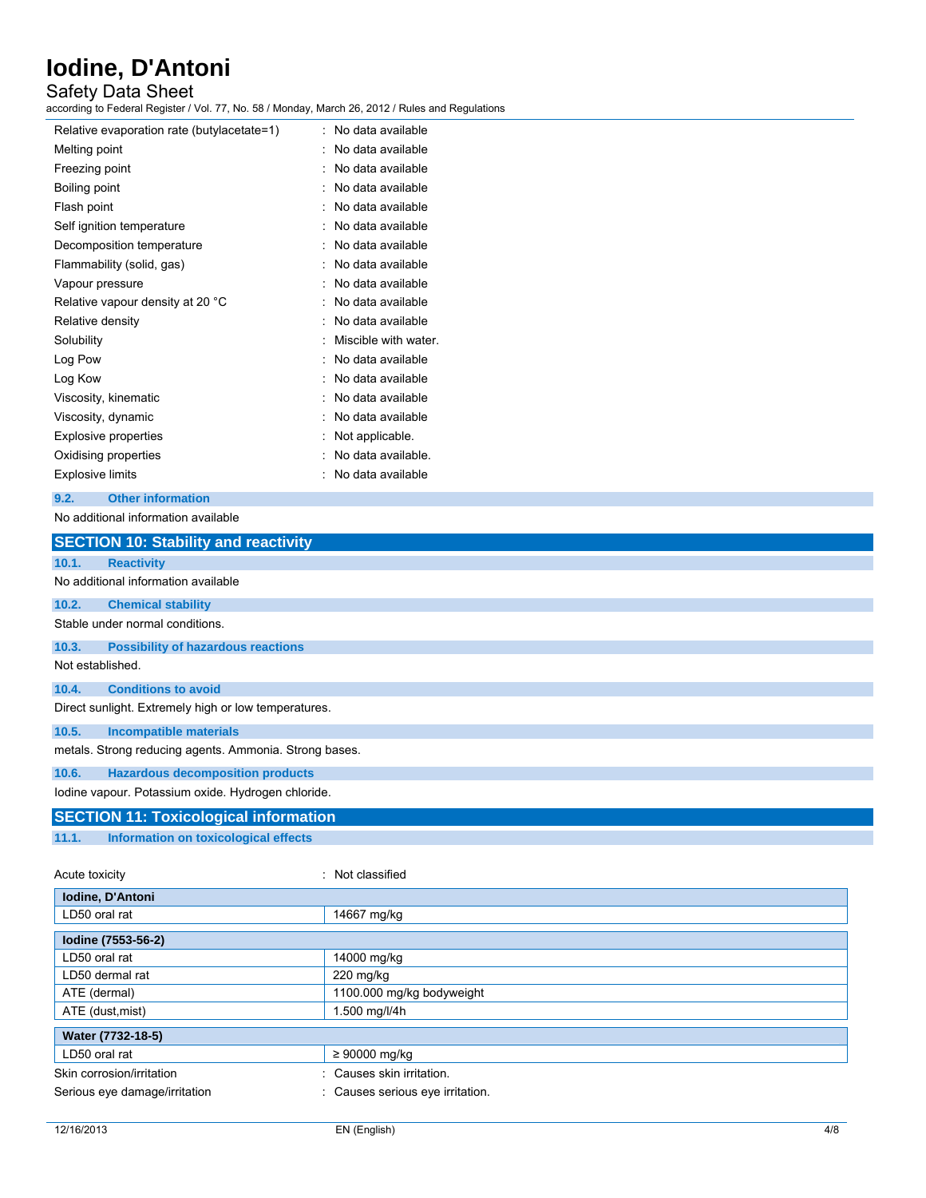| | |
|---|---|
| Relative evaporation rate (butylacetate=1) | : No data available |
| Melting point | : No data available |
| Freezing point | : No data available |
| Boiling point | : No data available |
| Flash point | : No data available |
| Self ignition temperature | : No data available |
| Decomposition temperature | : No data available |
| Flammability (solid, gas) | : No data available |
| Vapour pressure | : No data available |
| Relative vapour density at 20 °C | : No data available |
| Relative density | : No data available |
| Solubility | : Miscible with water. |
| Log Pow | : No data available |
| Log Kow | : No data available |
| Viscosity, kinematic | : No data available |
| Viscosity, dynamic | : No data available |
| Explosive properties | : Not applicable. |
| Oxidising properties | : No data available. |
| Explosive limits | : No data available |

### 9.2. Other information

No additional information available

## SECTION 10: Stability and reactivity

### 10.1. Reactivity

No additional information available

### 10.2. Chemical stability

Stable under normal conditions.

### 10.3. Possibility of hazardous reactions

Not established.

### 10.4. Conditions to avoid

Direct sunlight. Extremely high or low temperatures.

### 10.5. Incompatible materials

metals. Strong reducing agents. Ammonia. Strong bases.

### 10.6. Hazardous decomposition products

Iodine vapour. Potassium oxide. Hydrogen chloride.

## SECTION 11: Toxicological information

### 11.1. Information on toxicological effects

Acute toxicity : Not classified

| **Iodine, D'Antoni** | |
|---|---|
| LD50 oral rat | 14667 mg/kg |

| **Iodine (7553-56-2)** | |
|---|---|
| LD50 oral rat | 14000 mg/kg |
| LD50 dermal rat | 220 mg/kg |
| ATE (dermal) | 1100.000 mg/kg bodyweight |
| ATE (dust,mist) | 1.500 mg/l/4h |

| **Water (7732-18-5)** | |
|---|---|
| LD50 oral rat | ≥ 90000 mg/kg |

| | |
|---|---|
| Skin corrosion/irritation | : Causes skin irritation. |
| Serious eye damage/irritation | : Causes serious eye irritation. |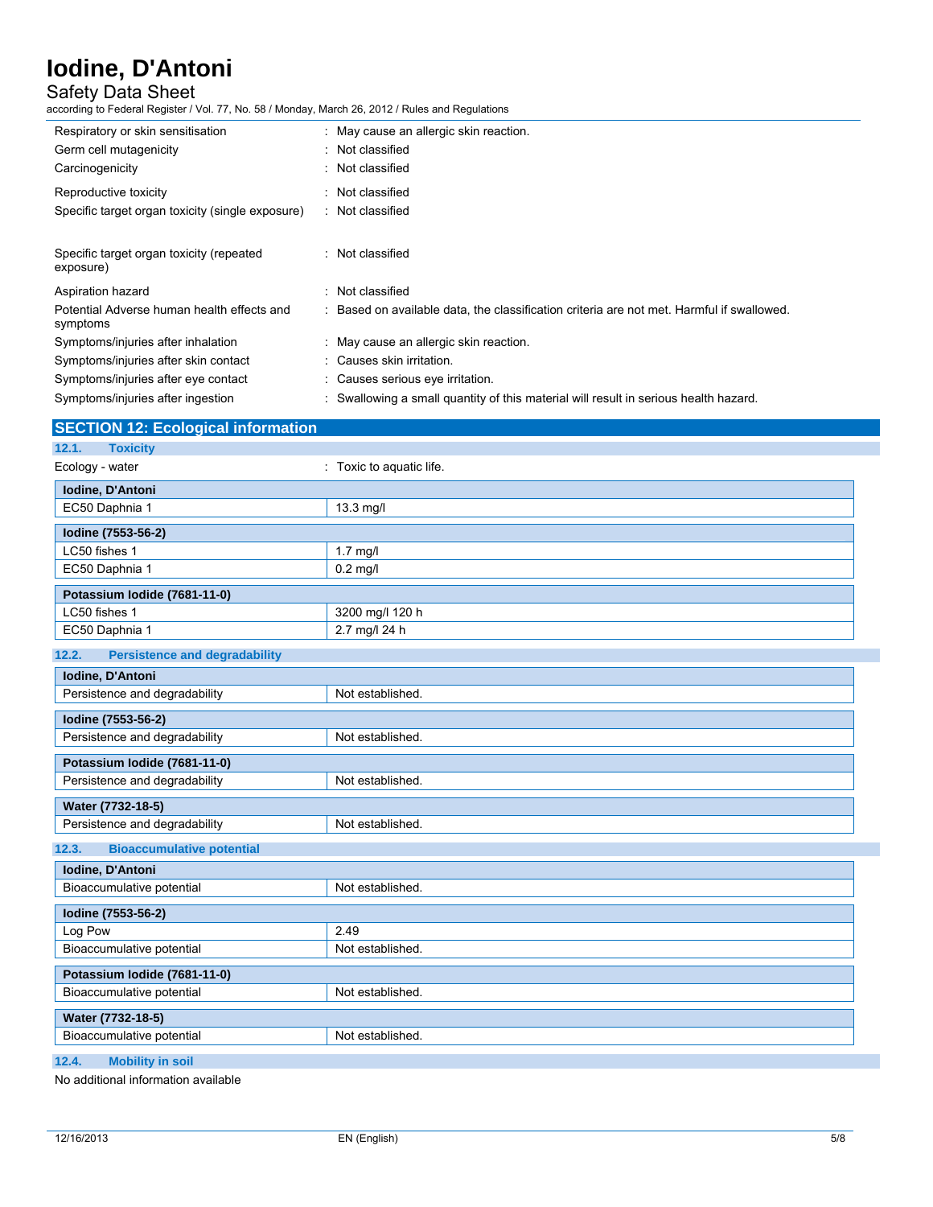| | |
|---|---|
| Respiratory or skin sensitisation | : May cause an allergic skin reaction. |
| Germ cell mutagenicity | : Not classified |
| Carcinogenicity | : Not classified |
| Reproductive toxicity | : Not classified |
| Specific target organ toxicity (single exposure) | : Not classified |
| Specific target organ toxicity (repeated exposure) | : Not classified |
| Aspiration hazard | : Not classified |
| Potential Adverse human health effects and symptoms | : Based on available data, the classification criteria are not met. Harmful if swallowed. |
| Symptoms/injuries after inhalation | : May cause an allergic skin reaction. |
| Symptoms/injuries after skin contact | : Causes skin irritation. |
| Symptoms/injuries after eye contact | : Causes serious eye irritation. |
| Symptoms/injuries after ingestion | : Swallowing a small quantity of this material will result in serious health hazard. |

## SECTION 12: Ecological information

### 12.1. Toxicity

Ecology - water : Toxic to aquatic life.

| Iodine, D'Antoni | |
|---|---|
| EC50 Daphnia 1 | 13.3 mg/l |

| Iodine (7553-56-2) | |
|---|---|
| LC50 fishes 1 | 1.7 mg/l |
| EC50 Daphnia 1 | 0.2 mg/l |

| Potassium Iodide (7681-11-0) | |
|---|---|
| LC50 fishes 1 | 3200 mg/l 120 h |
| EC50 Daphnia 1 | 2.7 mg/l 24 h |

### 12.2. Persistence and degradability

| Iodine, D'Antoni | |
|---|---|
| Persistence and degradability | Not established. |

| Iodine (7553-56-2) | |
|---|---|
| Persistence and degradability | Not established. |

| Potassium Iodide (7681-11-0) | |
|---|---|
| Persistence and degradability | Not established. |

| Water (7732-18-5) | |
|---|---|
| Persistence and degradability | Not established. |

### 12.3. Bioaccumulative potential

| Iodine, D'Antoni | |
|---|---|
| Bioaccumulative potential | Not established. |

| Iodine (7553-56-2) | |
|---|---|
| Log Pow | 2.49 |
| Bioaccumulative potential | Not established. |

| Potassium Iodide (7681-11-0) | |
|---|---|
| Bioaccumulative potential | Not established. |

| Water (7732-18-5) | |
|---|---|
| Bioaccumulative potential | Not established. |

### 12.4. Mobility in soil

No additional information available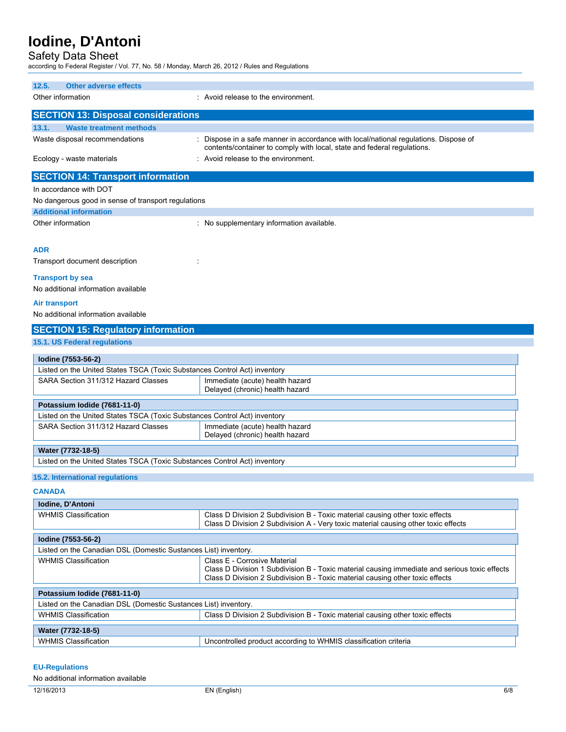### 12.5. Other adverse effects

Other information : Avoid release to the environment.

## SECTION 13: Disposal considerations

### 13.1. Waste treatment methods

Waste disposal recommendations : Dispose in a safe manner in accordance with local/national regulations. Dispose of contents/container to comply with local, state and federal regulations.

Ecology - waste materials : Avoid release to the environment.

## SECTION 14: Transport information

In accordance with DOT

No dangerous good in sense of transport regulations

### Additional information

Other information : No supplementary information available.

**ADR**

Transport document description :

**Transport by sea**

No additional information available

**Air transport**

No additional information available

## SECTION 15: Regulatory information

### 15.1. US Federal regulations

| Iodine (7553-56-2) | |
|---|---|
| Listed on the United States TSCA (Toxic Substances Control Act) inventory | |
| SARA Section 311/312 Hazard Classes | Immediate (acute) health hazard<br>Delayed (chronic) health hazard |

| Potassium Iodide (7681-11-0) | |
|---|---|
| Listed on the United States TSCA (Toxic Substances Control Act) inventory | |
| SARA Section 311/312 Hazard Classes | Immediate (acute) health hazard<br>Delayed (chronic) health hazard |

| Water (7732-18-5) |
|---|
| Listed on the United States TSCA (Toxic Substances Control Act) inventory |

### 15.2. International regulations

**CANADA**

| Iodine, D'Antoni | |
|---|---|
| WHMIS Classification | Class D Division 2 Subdivision B - Toxic material causing other toxic effects<br>Class D Division 2 Subdivision A - Very toxic material causing other toxic effects |

| Iodine (7553-56-2) | |
|---|---|
| Listed on the Canadian DSL (Domestic Substances List) inventory. | |
| WHMIS Classification | Class E - Corrosive Material<br>Class D Division 1 Subdivision B - Toxic material causing immediate and serious toxic effects<br>Class D Division 2 Subdivision B - Toxic material causing other toxic effects |

| Potassium Iodide (7681-11-0) | |
|---|---|
| Listed on the Canadian DSL (Domestic Substances List) inventory. | |
| WHMIS Classification | Class D Division 2 Subdivision B - Toxic material causing other toxic effects |

| Water (7732-18-5) | |
|---|---|
| WHMIS Classification | Uncontrolled product according to WHMIS classification criteria |

**EU-Regulations**

No additional information available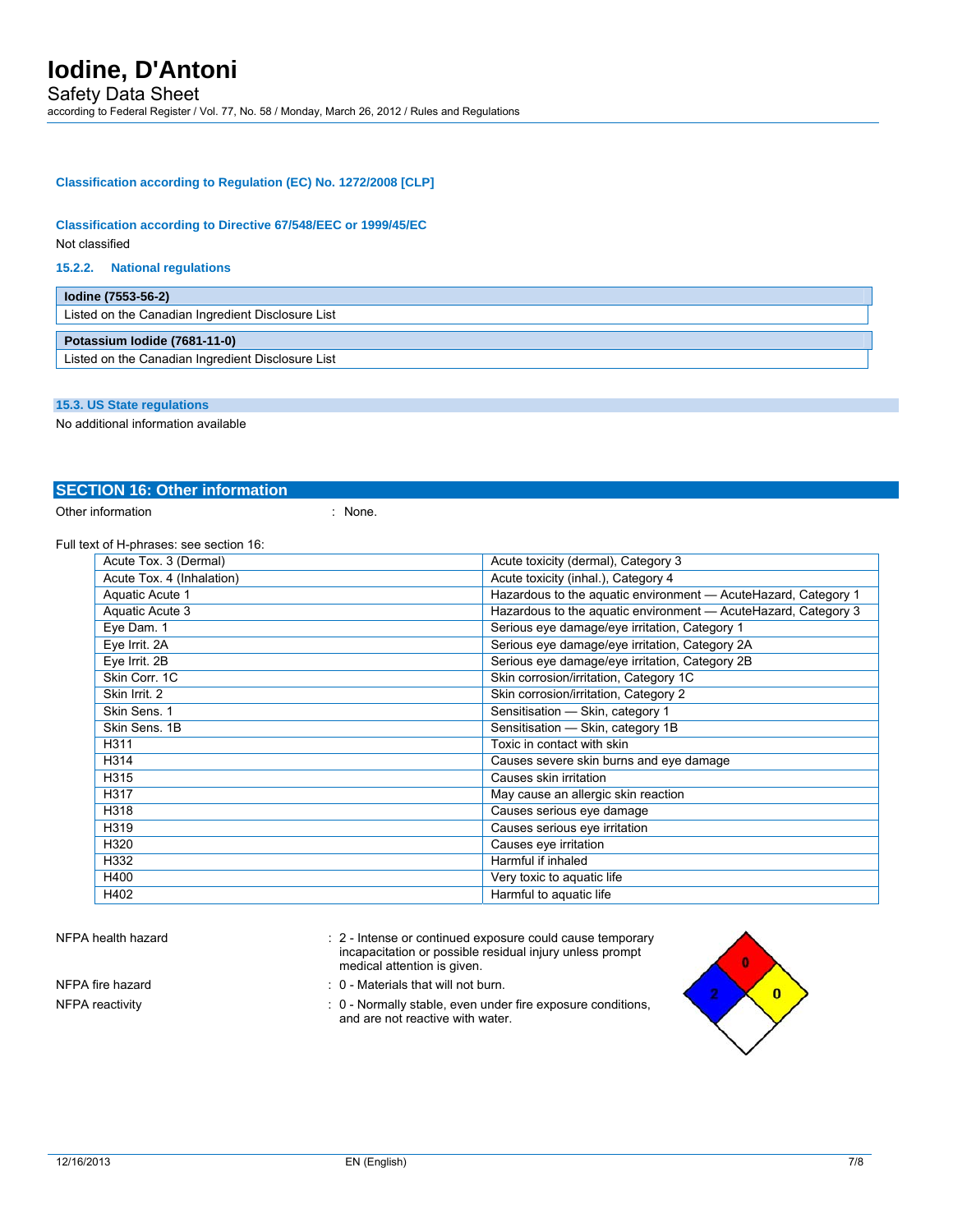**Classification according to Regulation (EC) No. 1272/2008 [CLP]**

**Classification according to Directive 67/548/EEC or 1999/45/EC**

Not classified

### 15.2.2. National regulations

| **Iodine (7553-56-2)** |
|---|
| Listed on the Canadian Ingredient Disclosure List |

| **Potassium Iodide (7681-11-0)** |
|---|
| Listed on the Canadian Ingredient Disclosure List |

### 15.3. US State regulations

No additional information available

## SECTION 16: Other information

Other information : None.

Full text of H-phrases: see section 16:

| | |
|---|---|
| Acute Tox. 3 (Dermal) | Acute toxicity (dermal), Category 3 |
| Acute Tox. 4 (Inhalation) | Acute toxicity (inhal.), Category 4 |
| Aquatic Acute 1 | Hazardous to the aquatic environment — AcuteHazard, Category 1 |
| Aquatic Acute 3 | Hazardous to the aquatic environment — AcuteHazard, Category 3 |
| Eye Dam. 1 | Serious eye damage/eye irritation, Category 1 |
| Eye Irrit. 2A | Serious eye damage/eye irritation, Category 2A |
| Eye Irrit. 2B | Serious eye damage/eye irritation, Category 2B |
| Skin Corr. 1C | Skin corrosion/irritation, Category 1C |
| Skin Irrit. 2 | Skin corrosion/irritation, Category 2 |
| Skin Sens. 1 | Sensitisation — Skin, category 1 |
| Skin Sens. 1B | Sensitisation — Skin, category 1B |
| H311 | Toxic in contact with skin |
| H314 | Causes severe skin burns and eye damage |
| H315 | Causes skin irritation |
| H317 | May cause an allergic skin reaction |
| H318 | Causes serious eye damage |
| H319 | Causes serious eye irritation |
| H320 | Causes eye irritation |
| H332 | Harmful if inhaled |
| H400 | Very toxic to aquatic life |
| H402 | Harmful to aquatic life |

NFPA health hazard : 2 - Intense or continued exposure could cause temporary incapacitation or possible residual injury unless prompt medical attention is given.

NFPA fire hazard : 0 - Materials that will not burn.

NFPA reactivity : 0 - Normally stable, even under fire exposure conditions, and are not reactive with water.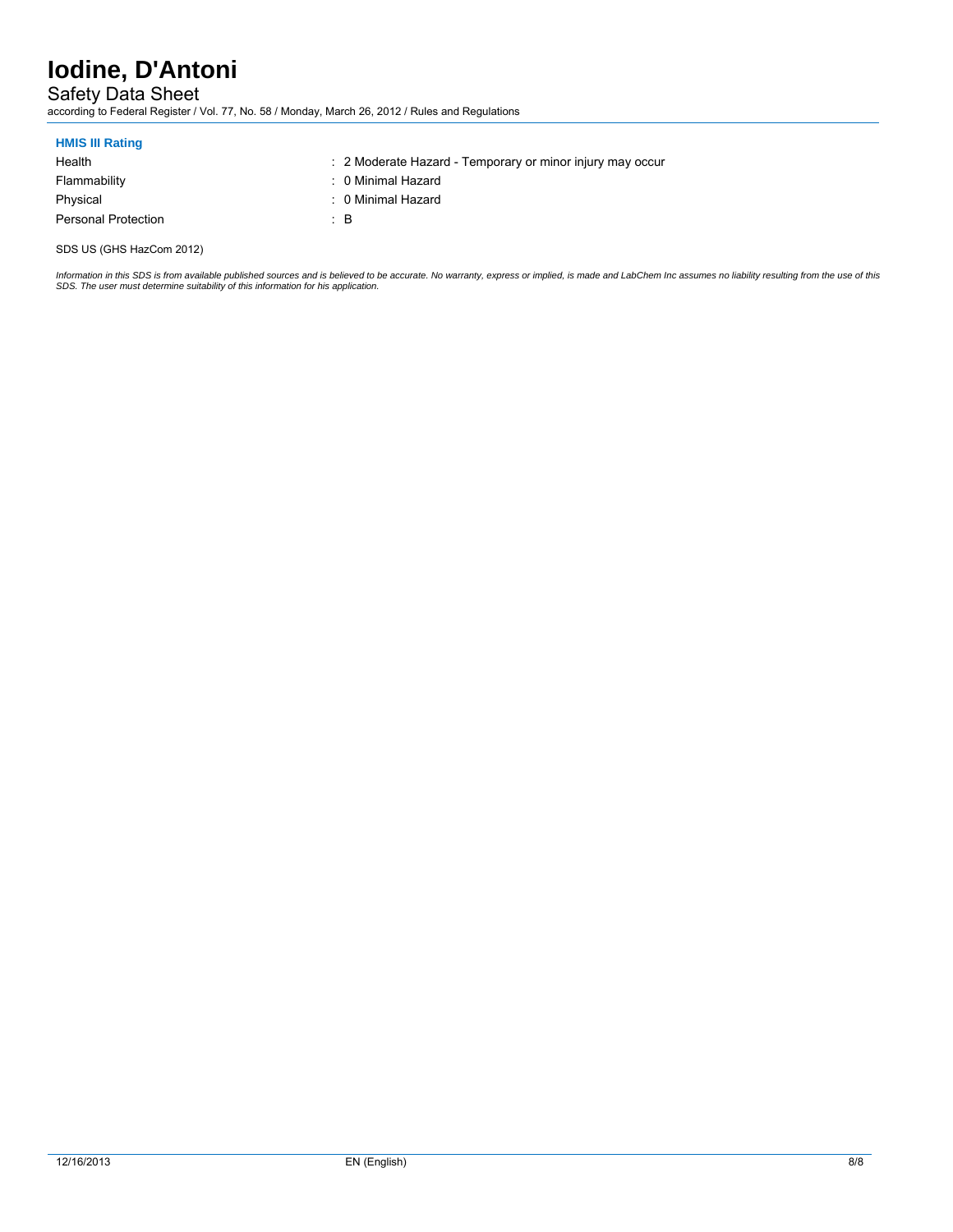**HMIS III Rating**

| | |
|---|---|
| Health | : 2 Moderate Hazard - Temporary or minor injury may occur |
| Flammability | : 0 Minimal Hazard |
| Physical | : 0 Minimal Hazard |
| Personal Protection | : B |

SDS US (GHS HazCom 2012)

*Information in this SDS is from available published sources and is believed to be accurate. No warranty, express or implied, is made and LabChem Inc assumes no liability resulting from the use of this SDS. The user must determine suitability of this information for his application.*